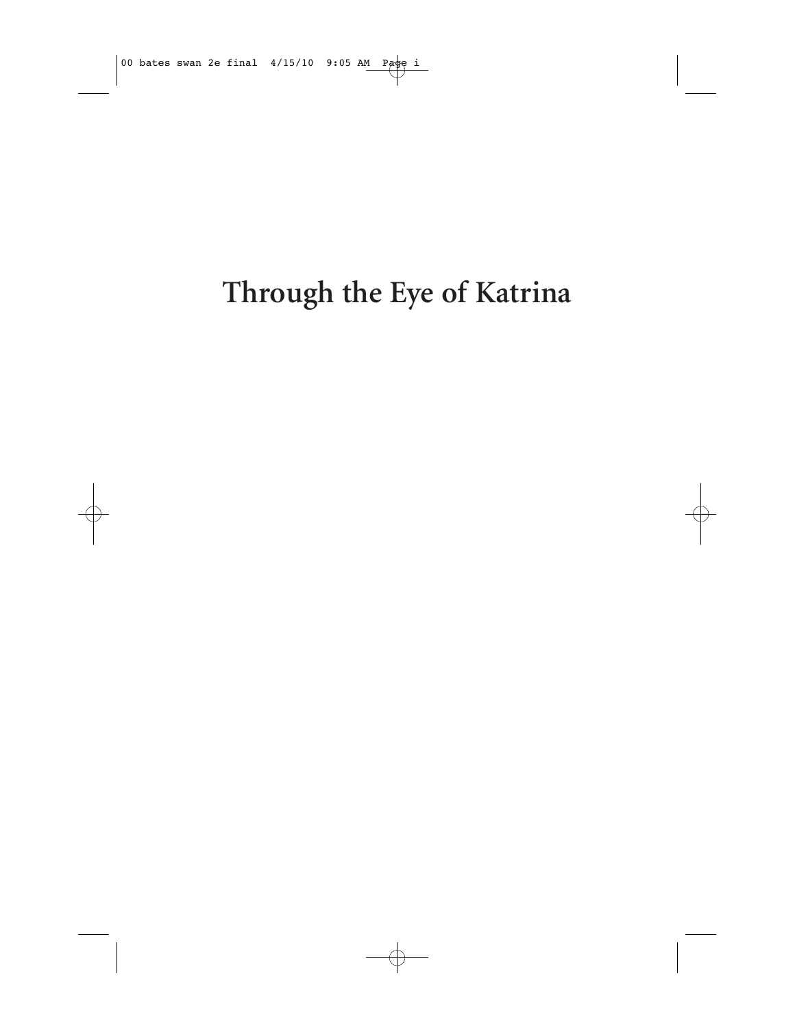# Through the Eye of Katrina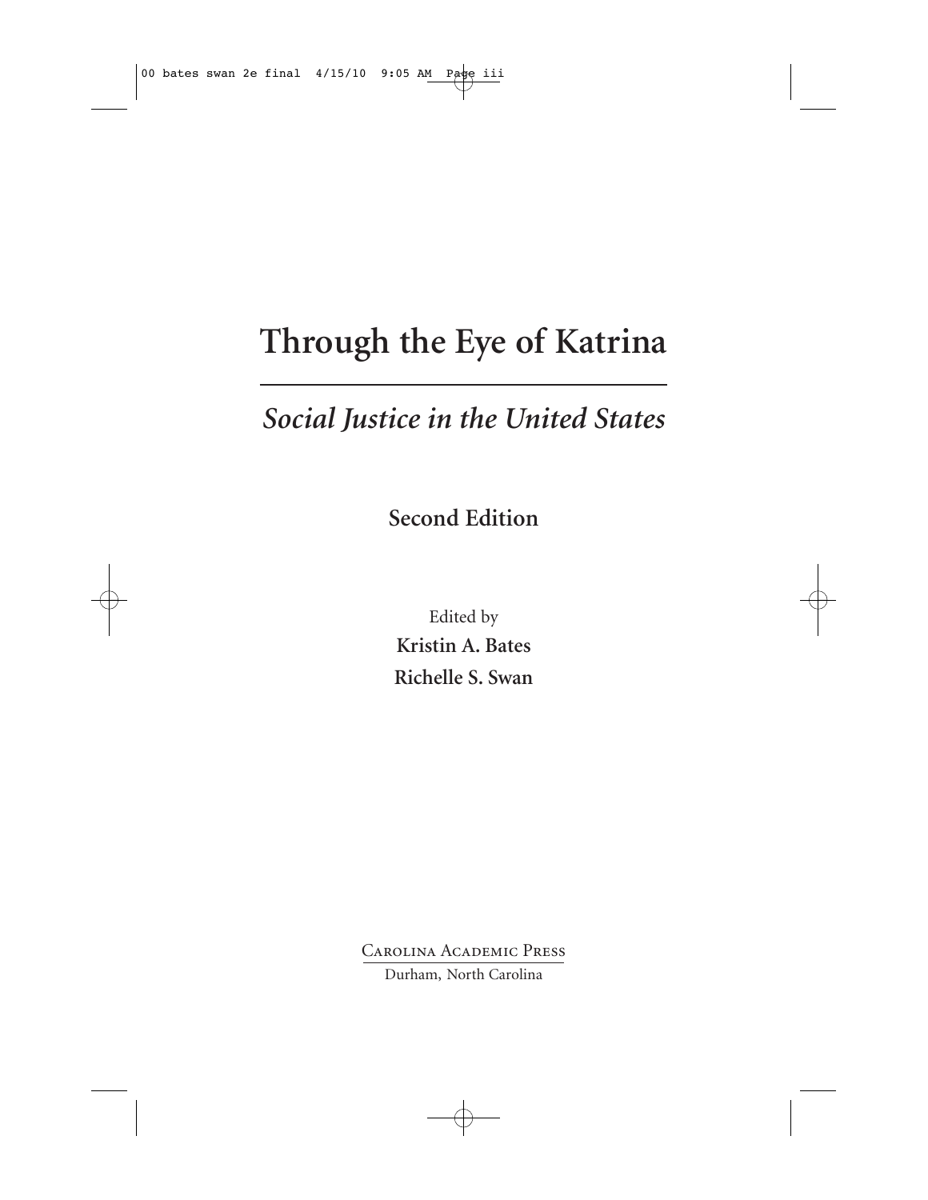# Through the Eye of Katrina

## *Social Justice in the United States*

**Second Edition**

Edited by

**Kristin A. Bates**

**Richelle S. Swan**

Carolina Academic Press

Durham, North Carolina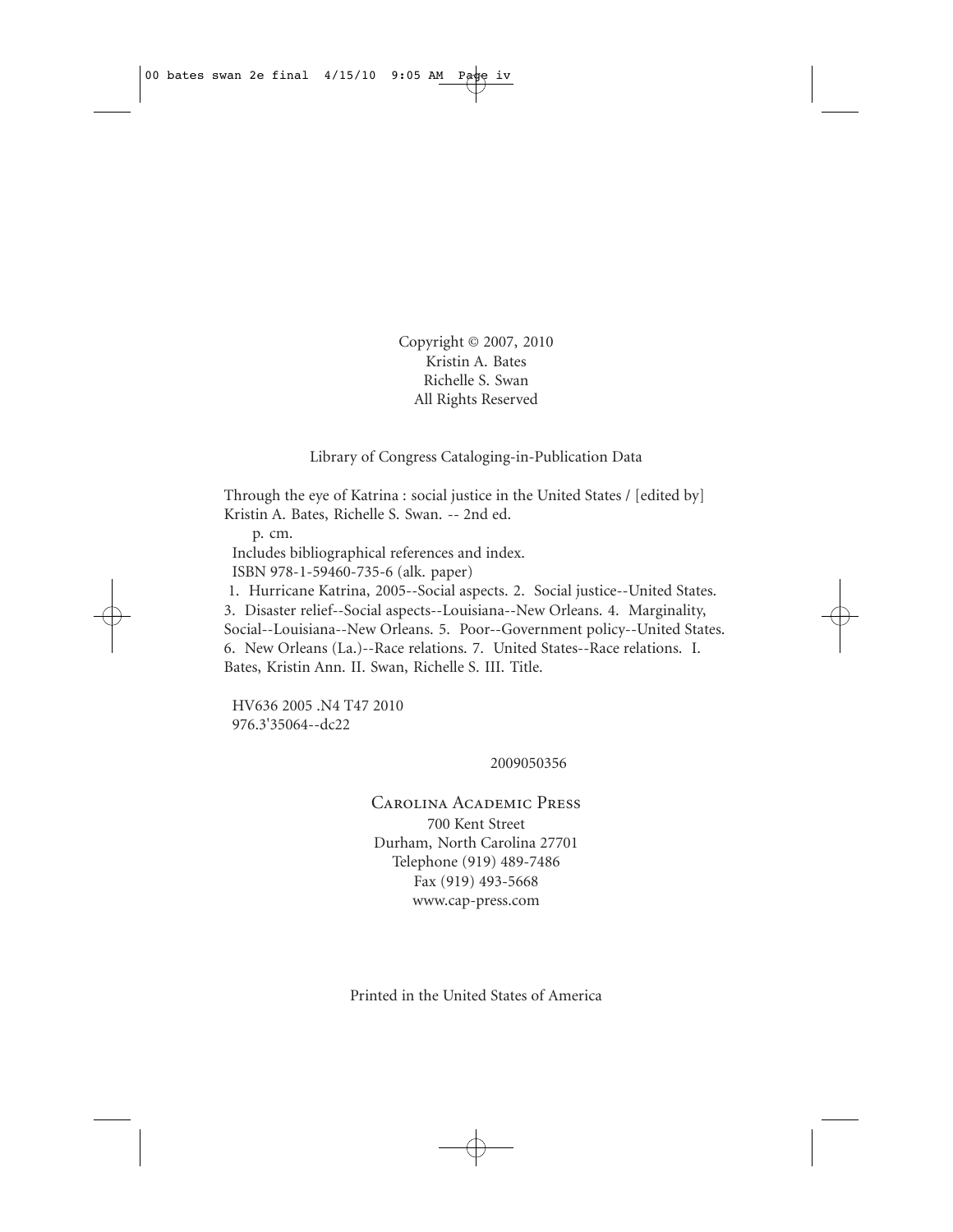Copyright © 2007, 2010  
Kristin A. Bates  
Richelle S. Swan  
All Rights Reserved

Library of Congress Cataloging-in-Publication Data

Through the eye of Katrina : social justice in the United States / [edited by] Kristin A. Bates, Richelle S. Swan. -- 2nd ed.  
p. cm.  
Includes bibliographical references and index.  
ISBN 978-1-59460-735-6 (alk. paper)  
1. Hurricane Katrina, 2005--Social aspects. 2. Social justice--United States. 3. Disaster relief--Social aspects--Louisiana--New Orleans. 4. Marginality, Social--Louisiana--New Orleans. 5. Poor--Government policy--United States. 6. New Orleans (La.)--Race relations. 7. United States--Race relations. I. Bates, Kristin Ann. II. Swan, Richelle S. III. Title.

HV636 2005 .N4 T47 2010  
976.3'35064--dc22

2009050356

Carolina Academic Press  
700 Kent Street  
Durham, North Carolina 27701  
Telephone (919) 489-7486  
Fax (919) 493-5668  
www.cap-press.com

Printed in the United States of America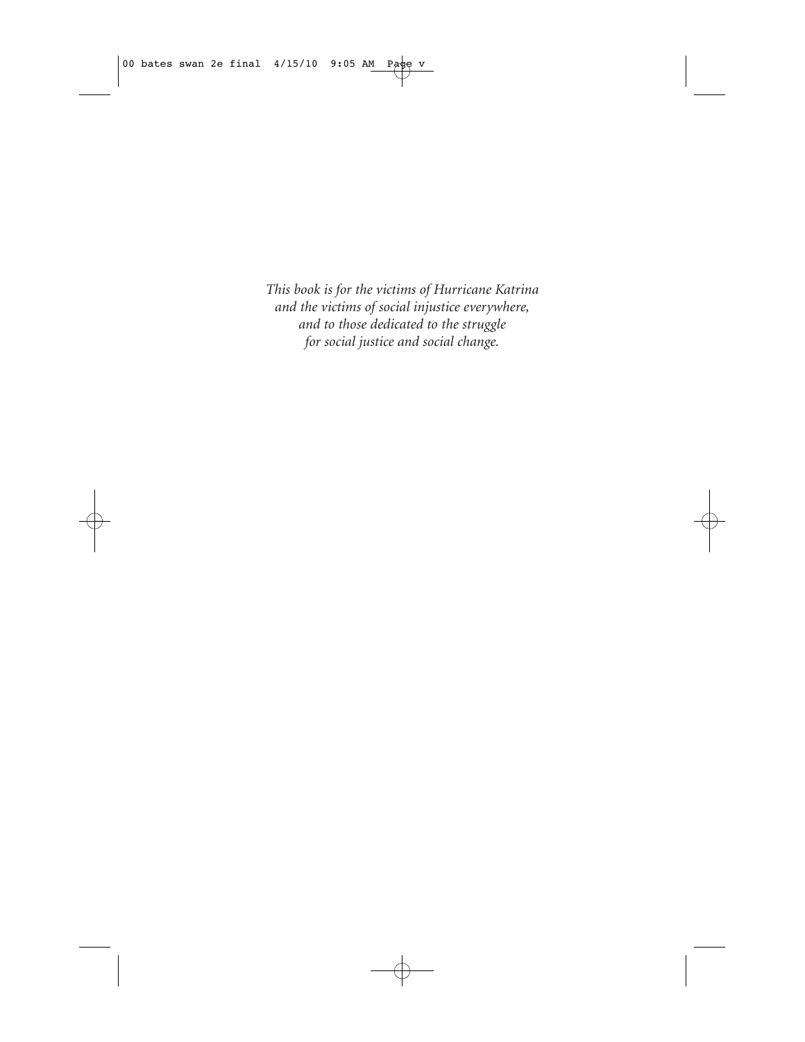*This book is for the victims of Hurricane Katrina*
*and the victims of social injustice everywhere,*
*and to those dedicated to the struggle*
*for social justice and social change.*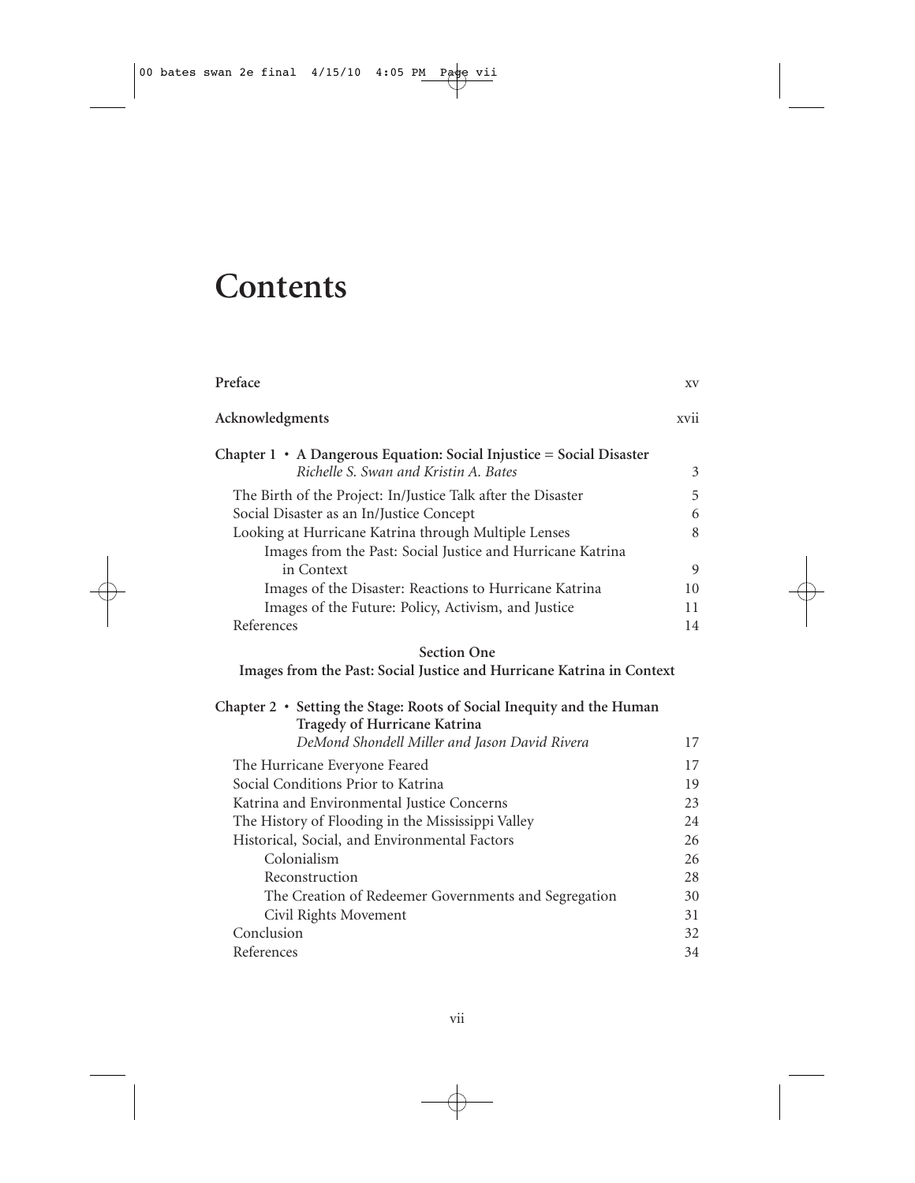# Contents

| | |
|---|---|
| **Preface** | xv |
| **Acknowledgments** | xvii |
| **Chapter 1 • A Dangerous Equation: Social Injustice = Social Disaster** *Richelle S. Swan and Kristin A. Bates* | 3 |
| The Birth of the Project: In/Justice Talk after the Disaster | 5 |
| Social Disaster as an In/Justice Concept | 6 |
| Looking at Hurricane Katrina through Multiple Lenses | 8 |
| Images from the Past: Social Justice and Hurricane Katrina in Context | 9 |
| Images of the Disaster: Reactions to Hurricane Katrina | 10 |
| Images of the Future: Policy, Activism, and Justice | 11 |
| References | 14 |

**Section One**

**Images from the Past: Social Justice and Hurricane Katrina in Context**

| | |
|---|---|
| **Chapter 2 • Setting the Stage: Roots of Social Inequity and the Human Tragedy of Hurricane Katrina** *DeMond Shondell Miller and Jason David Rivera* | 17 |
| The Hurricane Everyone Feared | 17 |
| Social Conditions Prior to Katrina | 19 |
| Katrina and Environmental Justice Concerns | 23 |
| The History of Flooding in the Mississippi Valley | 24 |
| Historical, Social, and Environmental Factors | 26 |
| Colonialism | 26 |
| Reconstruction | 28 |
| The Creation of Redeemer Governments and Segregation | 30 |
| Civil Rights Movement | 31 |
| Conclusion | 32 |
| References | 34 |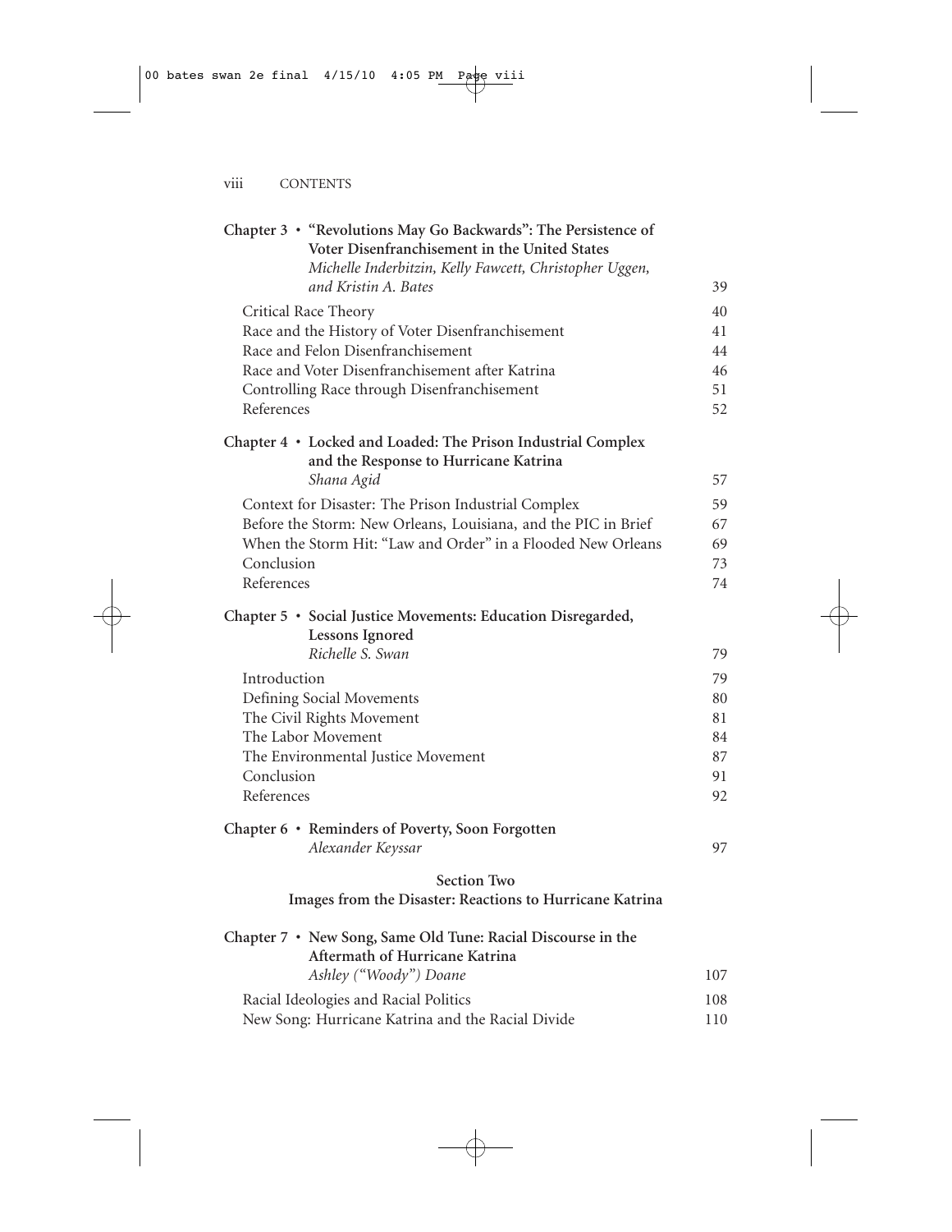**Chapter 3 • "Revolutions May Go Backwards": The Persistence of Voter Disenfranchisement in the United States**
*Michelle Inderbitzin, Kelly Fawcett, Christopher Uggen, and Kristin A. Bates* 39

- Critical Race Theory 40
- Race and the History of Voter Disenfranchisement 41
- Race and Felon Disenfranchisement 44
- Race and Voter Disenfranchisement after Katrina 46
- Controlling Race through Disenfranchisement 51
- References 52

**Chapter 4 • Locked and Loaded: The Prison Industrial Complex and the Response to Hurricane Katrina**
*Shana Agid* 57

- Context for Disaster: The Prison Industrial Complex 59
- Before the Storm: New Orleans, Louisiana, and the PIC in Brief 67
- When the Storm Hit: "Law and Order" in a Flooded New Orleans 69
- Conclusion 73
- References 74

**Chapter 5 • Social Justice Movements: Education Disregarded, Lessons Ignored**
*Richelle S. Swan* 79

- Introduction 79
- Defining Social Movements 80
- The Civil Rights Movement 81
- The Labor Movement 84
- The Environmental Justice Movement 87
- Conclusion 91
- References 92

**Chapter 6 • Reminders of Poverty, Soon Forgotten**
*Alexander Keyssar* 97

**Section Two**
**Images from the Disaster: Reactions to Hurricane Katrina**

**Chapter 7 • New Song, Same Old Tune: Racial Discourse in the Aftermath of Hurricane Katrina**
*Ashley ("Woody") Doane* 107

- Racial Ideologies and Racial Politics 108
- New Song: Hurricane Katrina and the Racial Divide 110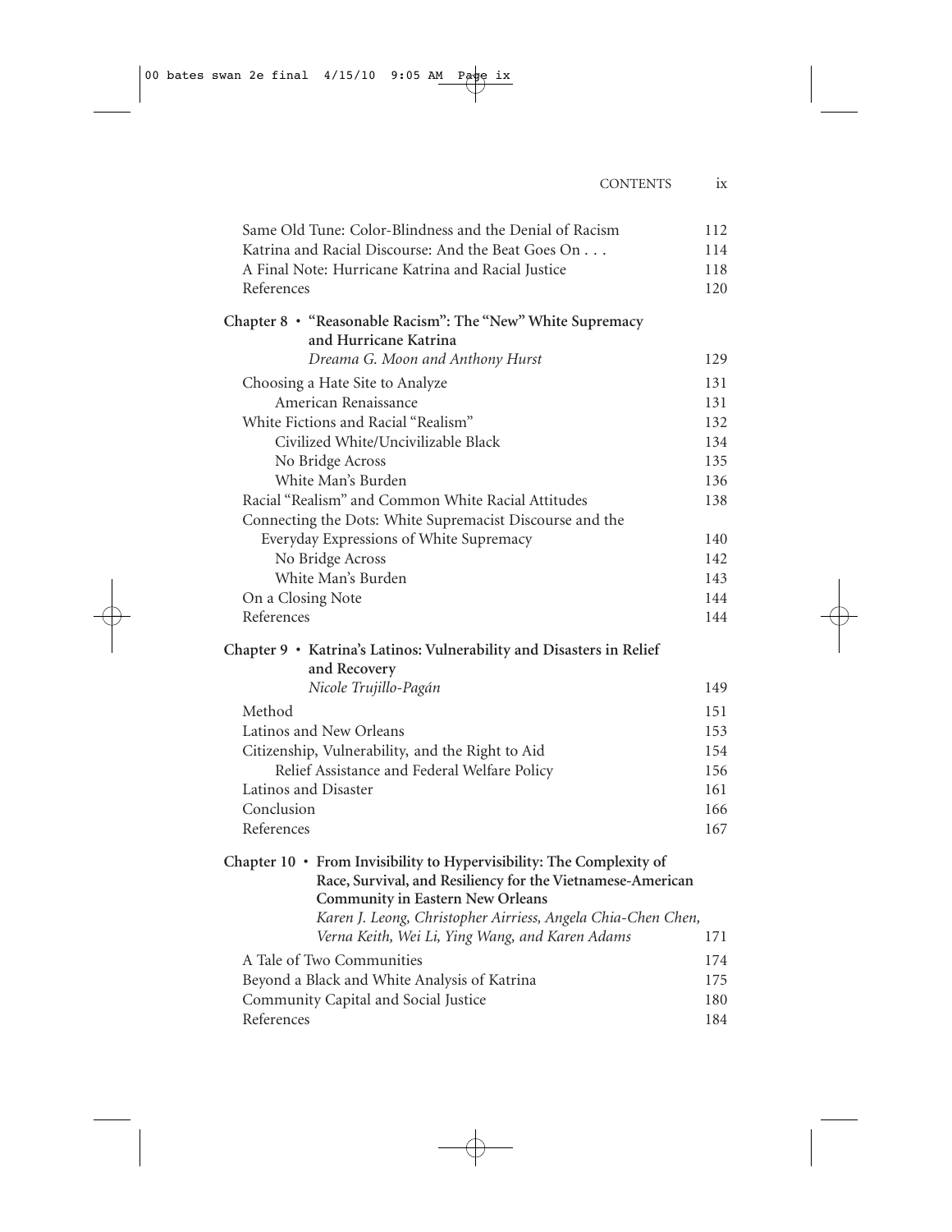| | |
|---|---|
| Same Old Tune: Color-Blindness and the Denial of Racism | 112 |
| Katrina and Racial Discourse: And the Beat Goes On . . . | 114 |
| A Final Note: Hurricane Katrina and Racial Justice | 118 |
| References | 120 |

**Chapter 8 • "Reasonable Racism": The "New" White Supremacy and Hurricane Katrina**
*Dreama G. Moon and Anthony Hurst* — 129

| | |
|---|---|
| Choosing a Hate Site to Analyze | 131 |
| American Renaissance | 131 |
| White Fictions and Racial "Realism" | 132 |
| Civilized White/Uncivilizable Black | 134 |
| No Bridge Across | 135 |
| White Man's Burden | 136 |
| Racial "Realism" and Common White Racial Attitudes | 138 |
| Connecting the Dots: White Supremacist Discourse and the Everyday Expressions of White Supremacy | 140 |
| No Bridge Across | 142 |
| White Man's Burden | 143 |
| On a Closing Note | 144 |
| References | 144 |

**Chapter 9 • Katrina's Latinos: Vulnerability and Disasters in Relief and Recovery**
*Nicole Trujillo-Pagán* — 149

| | |
|---|---|
| Method | 151 |
| Latinos and New Orleans | 153 |
| Citizenship, Vulnerability, and the Right to Aid | 154 |
| Relief Assistance and Federal Welfare Policy | 156 |
| Latinos and Disaster | 161 |
| Conclusion | 166 |
| References | 167 |

**Chapter 10 • From Invisibility to Hypervisibility: The Complexity of Race, Survival, and Resiliency for the Vietnamese-American Community in Eastern New Orleans**
*Karen J. Leong, Christopher Airriess, Angela Chia-Chen Chen, Verna Keith, Wei Li, Ying Wang, and Karen Adams* — 171

| | |
|---|---|
| A Tale of Two Communities | 174 |
| Beyond a Black and White Analysis of Katrina | 175 |
| Community Capital and Social Justice | 180 |
| References | 184 |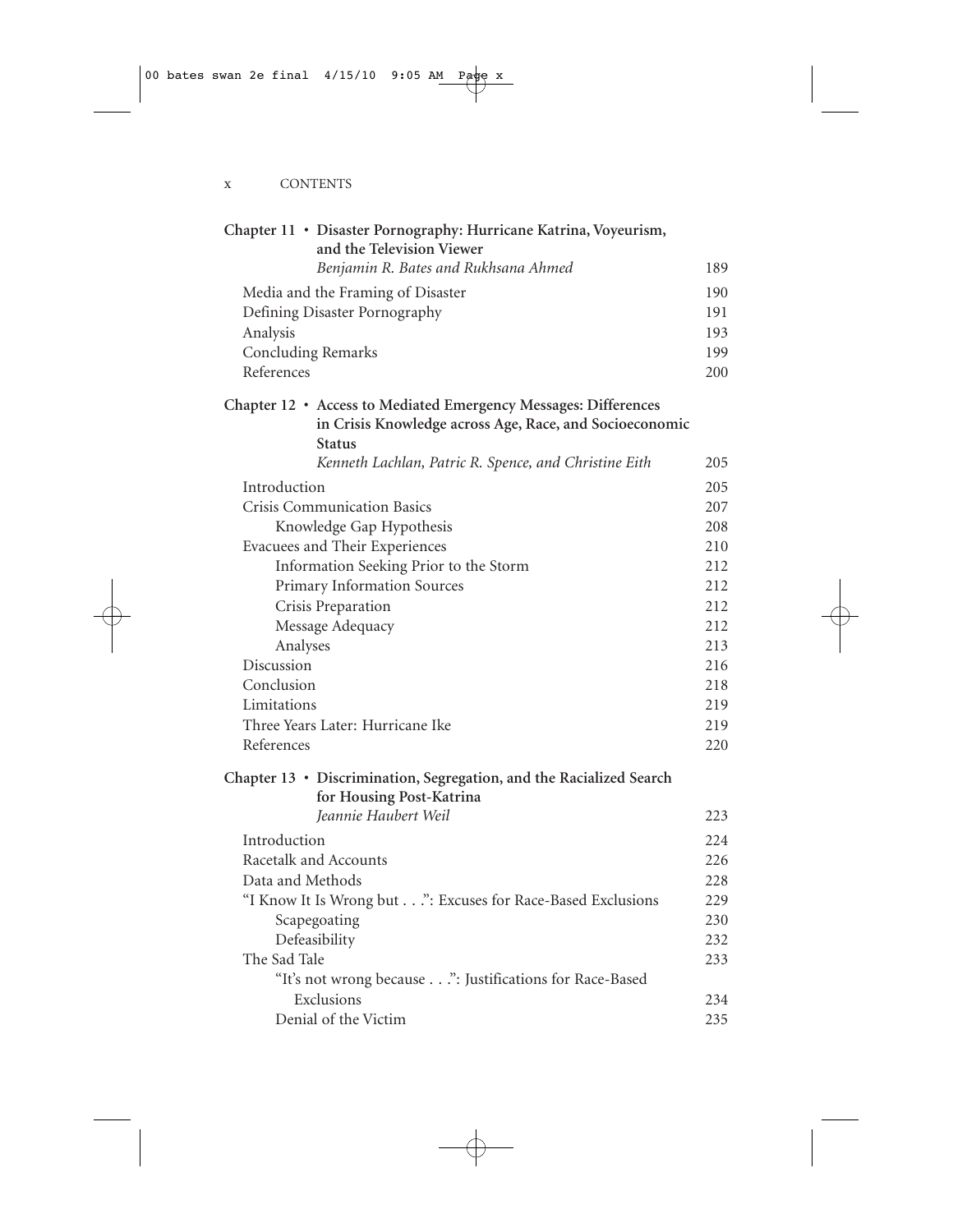**Chapter 11 • Disaster Pornography: Hurricane Katrina, Voyeurism, and the Television Viewer**
*Benjamin R. Bates and Rukhsana Ahmed* 189

- Media and the Framing of Disaster 190
- Defining Disaster Pornography 191
- Analysis 193
- Concluding Remarks 199
- References 200

**Chapter 12 • Access to Mediated Emergency Messages: Differences in Crisis Knowledge across Age, Race, and Socioeconomic Status**
*Kenneth Lachlan, Patric R. Spence, and Christine Eith* 205

- Introduction 205
- Crisis Communication Basics 207
  - Knowledge Gap Hypothesis 208
- Evacuees and Their Experiences 210
  - Information Seeking Prior to the Storm 212
  - Primary Information Sources 212
  - Crisis Preparation 212
  - Message Adequacy 212
  - Analyses 213
- Discussion 216
- Conclusion 218
- Limitations 219
- Three Years Later: Hurricane Ike 219
- References 220

**Chapter 13 • Discrimination, Segregation, and the Racialized Search for Housing Post-Katrina**
*Jeannie Haubert Weil* 223

- Introduction 224
- Racetalk and Accounts 226
- Data and Methods 228
- "I Know It Is Wrong but . . .": Excuses for Race-Based Exclusions 229
  - Scapegoating 230
  - Defeasibility 232
- The Sad Tale 233
  - "It's not wrong because . . .": Justifications for Race-Based Exclusions 234
  - Denial of the Victim 235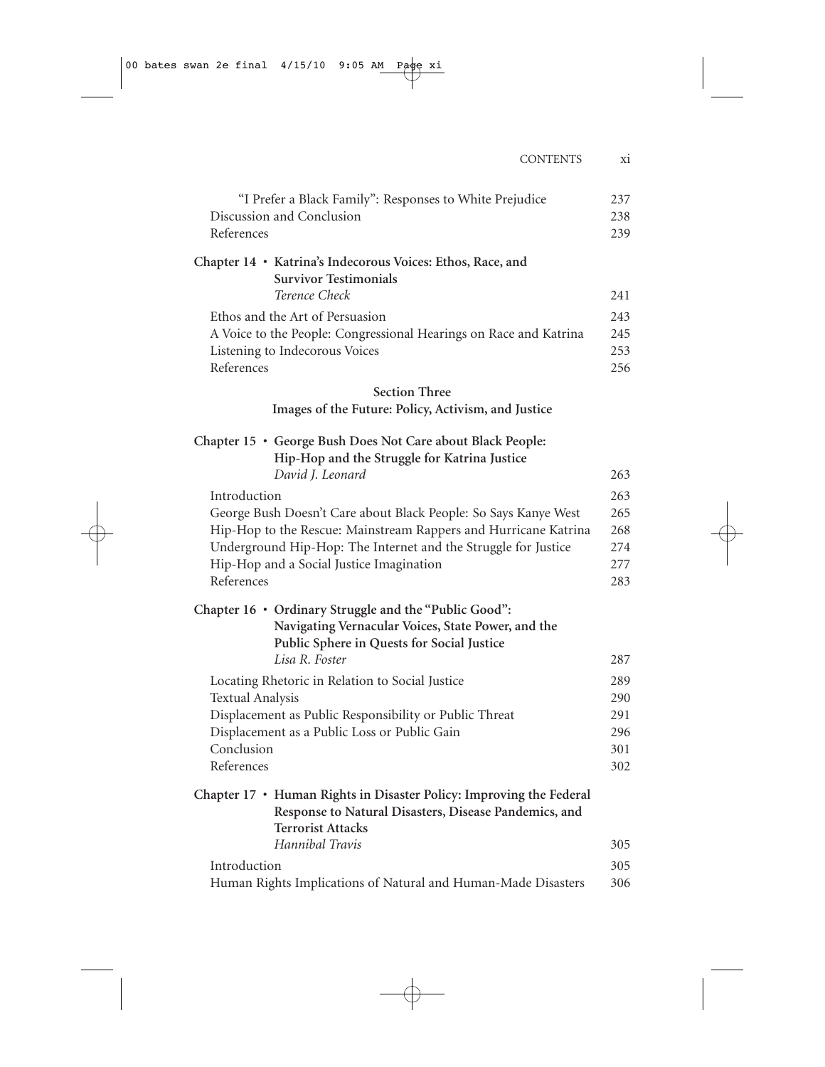| | |
|---|---|
| "I Prefer a Black Family": Responses to White Prejudice | 237 |
| Discussion and Conclusion | 238 |
| References | 239 |

**Chapter 14 • Katrina's Indecorous Voices: Ethos, Race, and Survivor Testimonials**
*Terence Check* 241

| | |
|---|---|
| Ethos and the Art of Persuasion | 243 |
| A Voice to the People: Congressional Hearings on Race and Katrina | 245 |
| Listening to Indecorous Voices | 253 |
| References | 256 |

## Section Three
## Images of the Future: Policy, Activism, and Justice

**Chapter 15 • George Bush Does Not Care about Black People: Hip-Hop and the Struggle for Katrina Justice**
*David J. Leonard* 263

| | |
|---|---|
| Introduction | 263 |
| George Bush Doesn't Care about Black People: So Says Kanye West | 265 |
| Hip-Hop to the Rescue: Mainstream Rappers and Hurricane Katrina | 268 |
| Underground Hip-Hop: The Internet and the Struggle for Justice | 274 |
| Hip-Hop and a Social Justice Imagination | 277 |
| References | 283 |

**Chapter 16 • Ordinary Struggle and the "Public Good": Navigating Vernacular Voices, State Power, and the Public Sphere in Quests for Social Justice**
*Lisa R. Foster* 287

| | |
|---|---|
| Locating Rhetoric in Relation to Social Justice | 289 |
| Textual Analysis | 290 |
| Displacement as Public Responsibility or Public Threat | 291 |
| Displacement as a Public Loss or Public Gain | 296 |
| Conclusion | 301 |
| References | 302 |

**Chapter 17 • Human Rights in Disaster Policy: Improving the Federal Response to Natural Disasters, Disease Pandemics, and Terrorist Attacks**
*Hannibal Travis* 305

| | |
|---|---|
| Introduction | 305 |
| Human Rights Implications of Natural and Human-Made Disasters | 306 |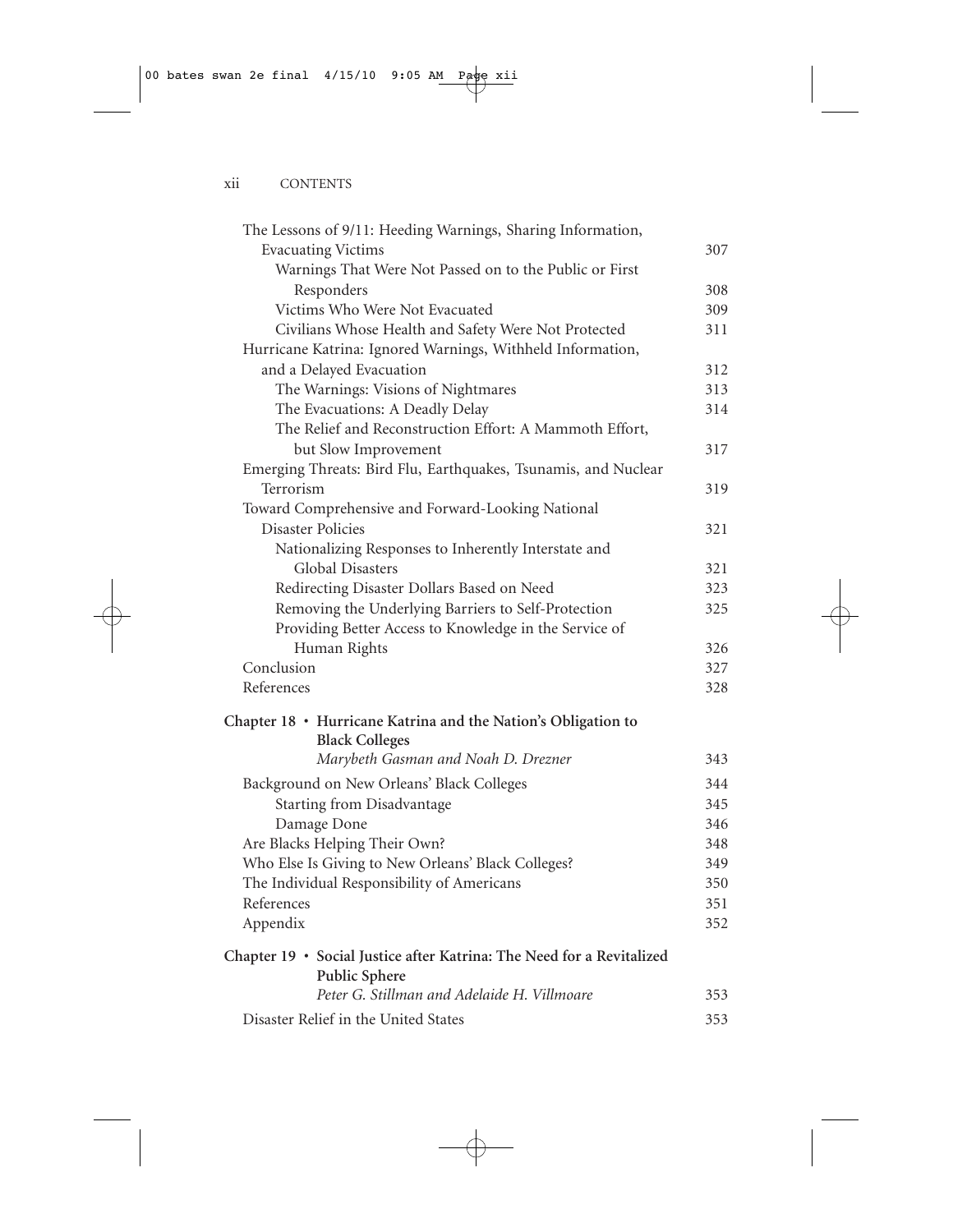The Lessons of 9/11: Heeding Warnings, Sharing Information, Evacuating Victims 307

Warnings That Were Not Passed on to the Public or First Responders 308

Victims Who Were Not Evacuated 309

Civilians Whose Health and Safety Were Not Protected 311

Hurricane Katrina: Ignored Warnings, Withheld Information, and a Delayed Evacuation 312

The Warnings: Visions of Nightmares 313

The Evacuations: A Deadly Delay 314

The Relief and Reconstruction Effort: A Mammoth Effort, but Slow Improvement 317

Emerging Threats: Bird Flu, Earthquakes, Tsunamis, and Nuclear Terrorism 319

Toward Comprehensive and Forward-Looking National Disaster Policies 321

Nationalizing Responses to Inherently Interstate and Global Disasters 321

Redirecting Disaster Dollars Based on Need 323

Removing the Underlying Barriers to Self-Protection 325

Providing Better Access to Knowledge in the Service of Human Rights 326

Conclusion 327

References 328

**Chapter 18 • Hurricane Katrina and the Nation's Obligation to Black Colleges**

*Marybeth Gasman and Noah D. Drezner* 343

Background on New Orleans' Black Colleges 344

Starting from Disadvantage 345

Damage Done 346

Are Blacks Helping Their Own? 348

Who Else Is Giving to New Orleans' Black Colleges? 349

The Individual Responsibility of Americans 350

References 351

Appendix 352

**Chapter 19 • Social Justice after Katrina: The Need for a Revitalized Public Sphere**

*Peter G. Stillman and Adelaide H. Villmoare* 353

Disaster Relief in the United States 353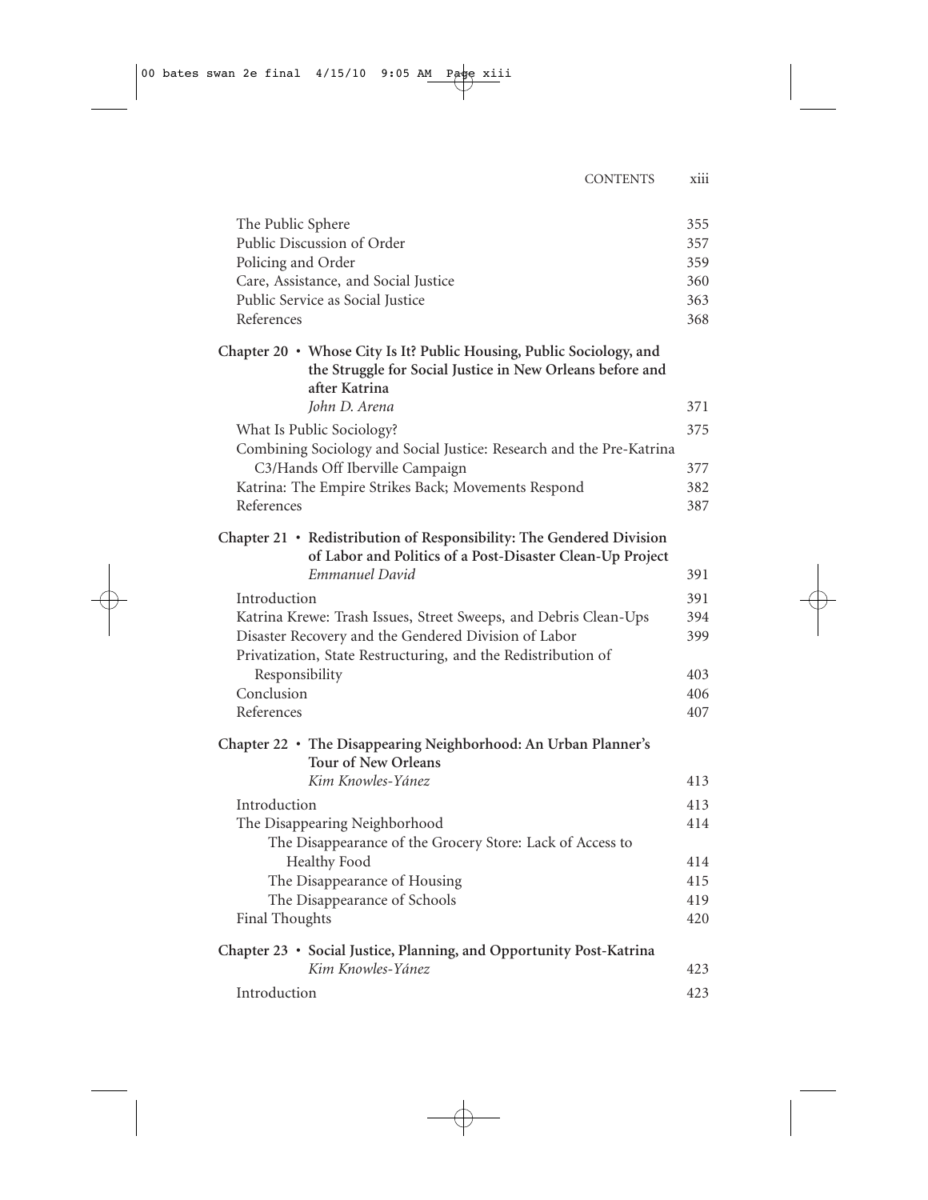| | |
|---|---|
| The Public Sphere | 355 |
| Public Discussion of Order | 357 |
| Policing and Order | 359 |
| Care, Assistance, and Social Justice | 360 |
| Public Service as Social Justice | 363 |
| References | 368 |

**Chapter 20 • Whose City Is It? Public Housing, Public Sociology, and the Struggle for Social Justice in New Orleans before and after Katrina**
*John D. Arena* 371

| | |
|---|---|
| What Is Public Sociology? | 375 |
| Combining Sociology and Social Justice: Research and the Pre-Katrina C3/Hands Off Iberville Campaign | 377 |
| Katrina: The Empire Strikes Back; Movements Respond | 382 |
| References | 387 |

**Chapter 21 • Redistribution of Responsibility: The Gendered Division of Labor and Politics of a Post-Disaster Clean-Up Project**
*Emmanuel David* 391

| | |
|---|---|
| Introduction | 391 |
| Katrina Krewe: Trash Issues, Street Sweeps, and Debris Clean-Ups | 394 |
| Disaster Recovery and the Gendered Division of Labor | 399 |
| Privatization, State Restructuring, and the Redistribution of Responsibility | 403 |
| Conclusion | 406 |
| References | 407 |

**Chapter 22 • The Disappearing Neighborhood: An Urban Planner's Tour of New Orleans**
*Kim Knowles-Yánez* 413

| | |
|---|---|
| Introduction | 413 |
| The Disappearing Neighborhood | 414 |
| The Disappearance of the Grocery Store: Lack of Access to Healthy Food | 414 |
| The Disappearance of Housing | 415 |
| The Disappearance of Schools | 419 |
| Final Thoughts | 420 |

**Chapter 23 • Social Justice, Planning, and Opportunity Post-Katrina**
*Kim Knowles-Yánez* 423

| | |
|---|---|
| Introduction | 423 |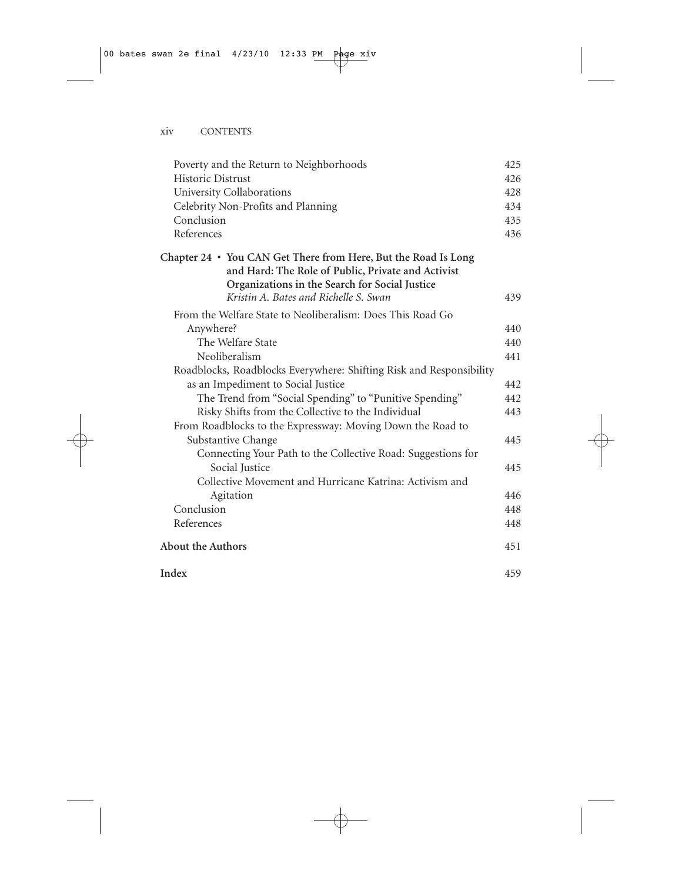Poverty and the Return to Neighborhoods 425
Historic Distrust 426
University Collaborations 428
Celebrity Non-Profits and Planning 434
Conclusion 435
References 436

**Chapter 24 • You CAN Get There from Here, But the Road Is Long and Hard: The Role of Public, Private and Activist Organizations in the Search for Social Justice**
*Kristin A. Bates and Richelle S. Swan* 439

From the Welfare State to Neoliberalism: Does This Road Go Anywhere? 440
The Welfare State 440
Neoliberalism 441
Roadblocks, Roadblocks Everywhere: Shifting Risk and Responsibility as an Impediment to Social Justice 442
The Trend from "Social Spending" to "Punitive Spending" 442
Risky Shifts from the Collective to the Individual 443
From Roadblocks to the Expressway: Moving Down the Road to Substantive Change 445
Connecting Your Path to the Collective Road: Suggestions for Social Justice 445
Collective Movement and Hurricane Katrina: Activism and Agitation 446
Conclusion 448
References 448

**About the Authors** 451

**Index** 459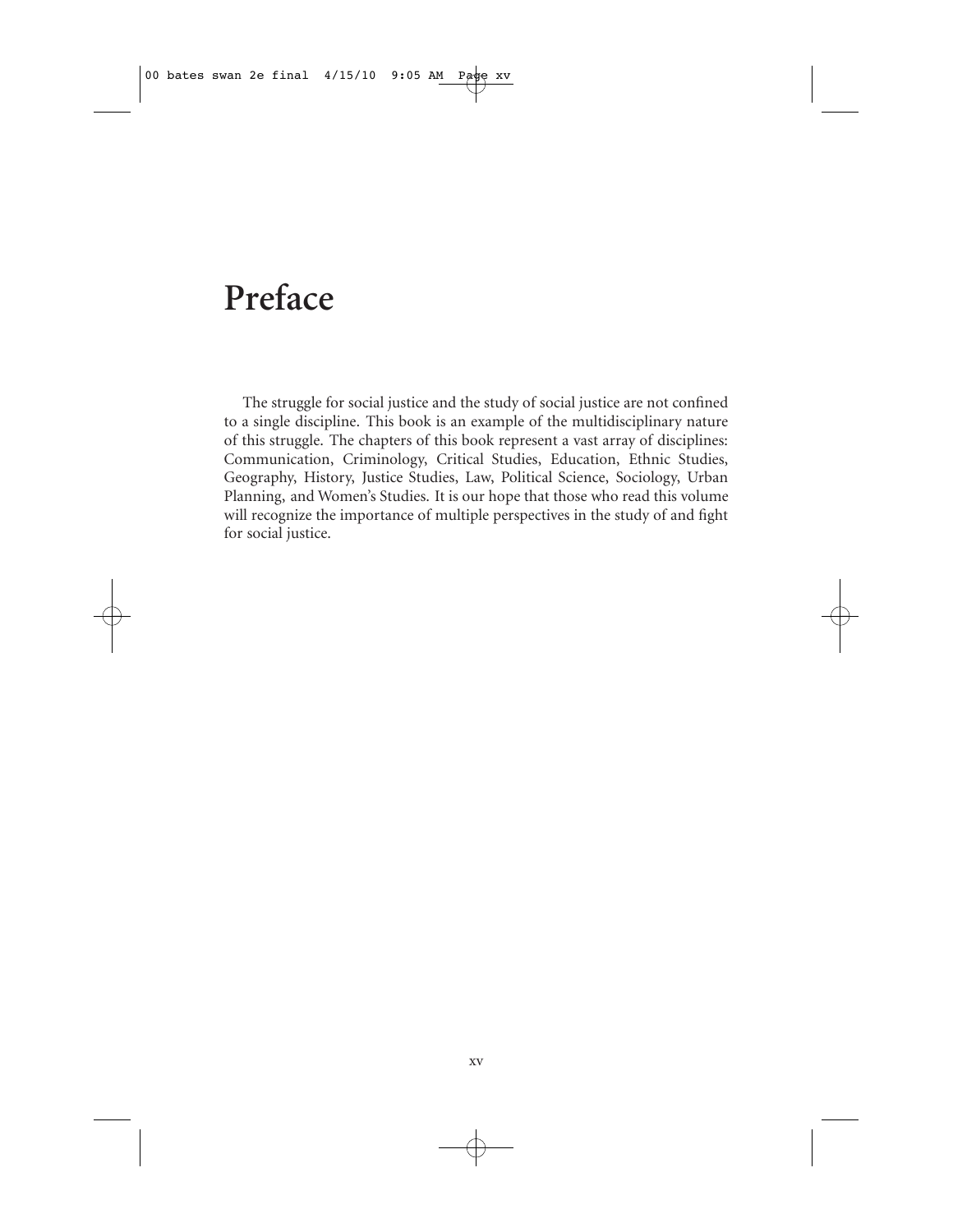# Preface

The struggle for social justice and the study of social justice are not confined to a single discipline. This book is an example of the multidisciplinary nature of this struggle. The chapters of this book represent a vast array of disciplines: Communication, Criminology, Critical Studies, Education, Ethnic Studies, Geography, History, Justice Studies, Law, Political Science, Sociology, Urban Planning, and Women's Studies. It is our hope that those who read this volume will recognize the importance of multiple perspectives in the study of and fight for social justice.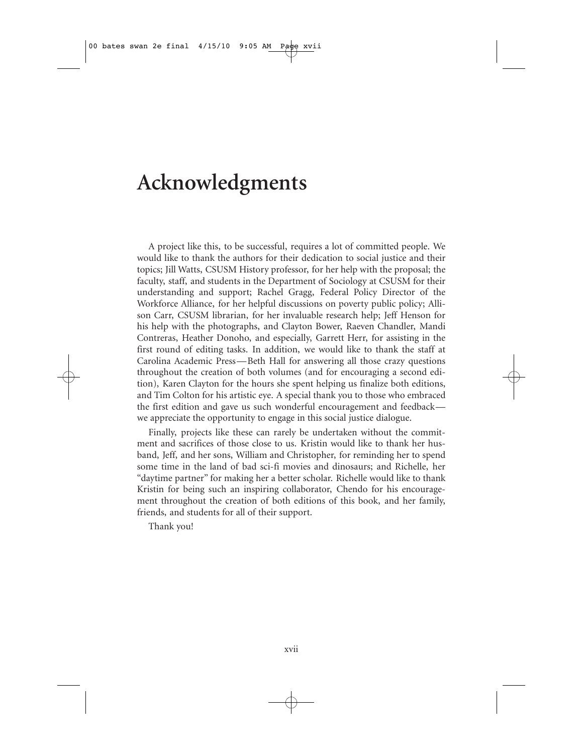# Acknowledgments

A project like this, to be successful, requires a lot of committed people. We would like to thank the authors for their dedication to social justice and their topics; Jill Watts, CSUSM History professor, for her help with the proposal; the faculty, staff, and students in the Department of Sociology at CSUSM for their understanding and support; Rachel Gragg, Federal Policy Director of the Workforce Alliance, for her helpful discussions on poverty public policy; Allison Carr, CSUSM librarian, for her invaluable research help; Jeff Henson for his help with the photographs, and Clayton Bower, Raeven Chandler, Mandi Contreras, Heather Donoho, and especially, Garrett Herr, for assisting in the first round of editing tasks. In addition, we would like to thank the staff at Carolina Academic Press—Beth Hall for answering all those crazy questions throughout the creation of both volumes (and for encouraging a second edition), Karen Clayton for the hours she spent helping us finalize both editions, and Tim Colton for his artistic eye. A special thank you to those who embraced the first edition and gave us such wonderful encouragement and feedback—we appreciate the opportunity to engage in this social justice dialogue.

Finally, projects like these can rarely be undertaken without the commitment and sacrifices of those close to us. Kristin would like to thank her husband, Jeff, and her sons, William and Christopher, for reminding her to spend some time in the land of bad sci-fi movies and dinosaurs; and Richelle, her "daytime partner" for making her a better scholar. Richelle would like to thank Kristin for being such an inspiring collaborator, Chendo for his encouragement throughout the creation of both editions of this book, and her family, friends, and students for all of their support.

Thank you!